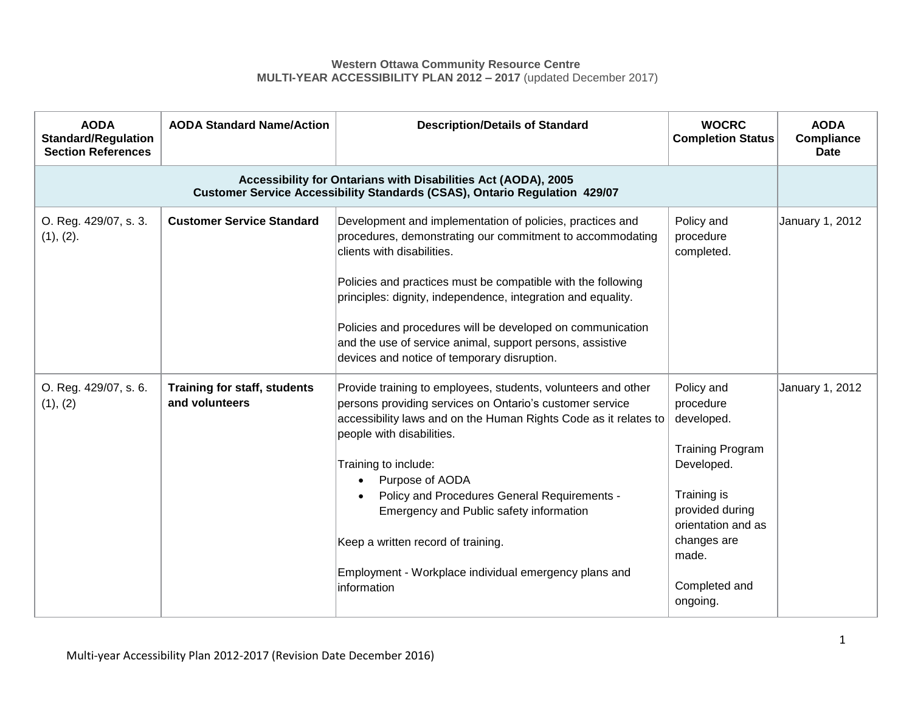**Western Ottawa Community Resource Centre**
**MULTI-YEAR ACCESSIBILITY PLAN 2012 – 2017** (updated December 2017)

| AODA Standard/Regulation Section References | AODA Standard Name/Action | Description/Details of Standard | WOCRC Completion Status | AODA Compliance Date |
|---|---|---|---|---|
| **Accessibility for Ontarians with Disabilities Act (AODA), 2005<br>Customer Service Accessibility Standards (CSAS), Ontario Regulation 429/07** | | | | |
| O. Reg. 429/07, s. 3. (1), (2). | **Customer Service Standard** | Development and implementation of policies, practices and procedures, demonstrating our commitment to accommodating clients with disabilities.<br><br>Policies and practices must be compatible with the following principles: dignity, independence, integration and equality.<br><br>Policies and procedures will be developed on communication and the use of service animal, support persons, assistive devices and notice of temporary disruption. | Policy and procedure completed. | January 1, 2012 |
| O. Reg. 429/07, s. 6. (1), (2) | **Training for staff, students and volunteers** | Provide training to employees, students, volunteers and other persons providing services on Ontario's customer service accessibility laws and on the Human Rights Code as it relates to people with disabilities.<br><br>Training to include:<br>• Purpose of AODA<br>• Policy and Procedures General Requirements - Emergency and Public safety information<br><br>Keep a written record of training.<br><br>Employment - Workplace individual emergency plans and information | Policy and procedure developed.<br><br>Training Program Developed.<br><br>Training is provided during orientation and as changes are made.<br><br>Completed and ongoing. | January 1, 2012 |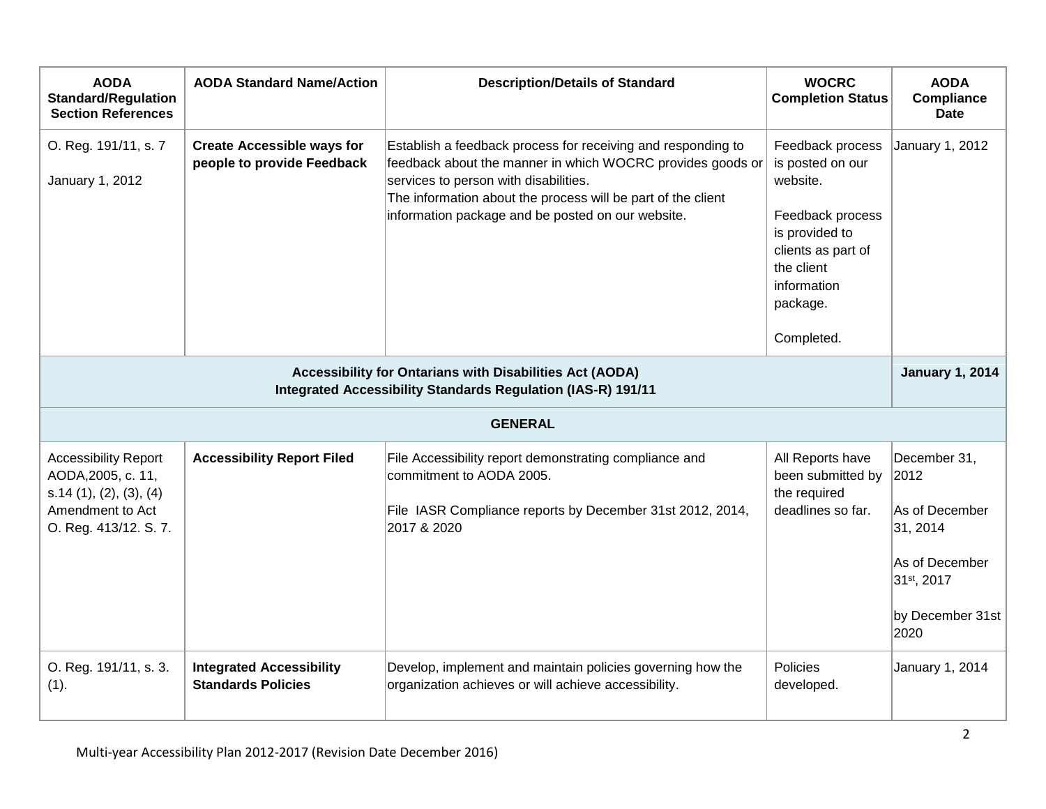| AODA Standard/Regulation Section References | AODA Standard Name/Action | Description/Details of Standard | WOCRC Completion Status | AODA Compliance Date |
|---|---|---|---|---|
| O. Reg. 191/11, s. 7<br><br>January 1, 2012 | **Create Accessible ways for people to provide Feedback** | Establish a feedback process for receiving and responding to feedback about the manner in which WOCRC provides goods or services to person with disabilities.<br>The information about the process will be part of the client information package and be posted on our website. | Feedback process is posted on our website.<br><br>Feedback process is provided to clients as part of the client information package.<br><br>Completed. | January 1, 2012 |
| **Accessibility for Ontarians with Disabilities Act (AODA)<br>Integrated Accessibility Standards Regulation (IAS-R) 191/11** | | | | **January 1, 2014** |
| **GENERAL** | | | | |
| Accessibility Report AODA,2005, c. 11, s.14 (1), (2), (3), (4)<br>Amendment to Act<br>O. Reg. 413/12. S. 7. | **Accessibility Report Filed** | File Accessibility report demonstrating compliance and commitment to AODA 2005.<br><br>File IASR Compliance reports by December 31st 2012, 2014, 2017 & 2020 | All Reports have been submitted by the required deadlines so far. | December 31, 2012<br><br>As of December 31, 2014<br><br>As of December 31st, 2017<br><br>by December 31st 2020 |
| O. Reg. 191/11, s. 3. (1). | **Integrated Accessibility Standards Policies** | Develop, implement and maintain policies governing how the organization achieves or will achieve accessibility. | Policies developed. | January 1, 2014 |

Multi-year Accessibility Plan 2012-2017 (Revision Date December 2016)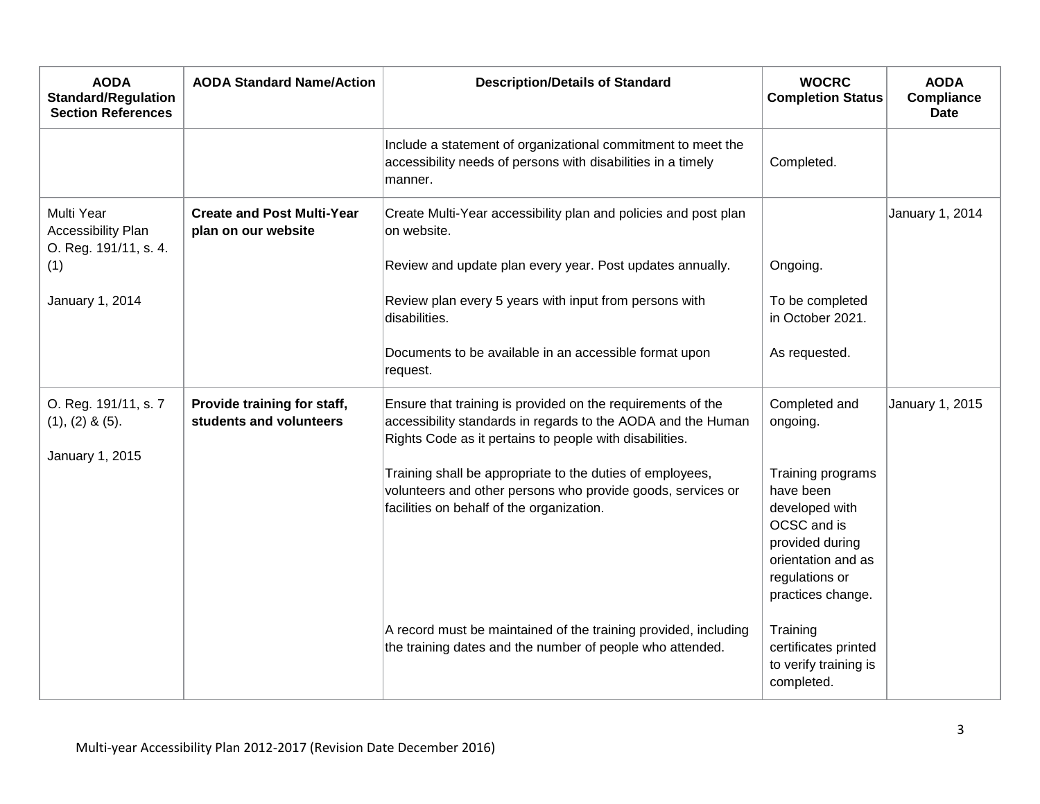| AODA Standard/Regulation Section References | AODA Standard Name/Action | Description/Details of Standard | WOCRC Completion Status | AODA Compliance Date |
| --- | --- | --- | --- | --- |
| | | Include a statement of organizational commitment to meet the accessibility needs of persons with disabilities in a timely manner. | Completed. | |
| Multi Year Accessibility Plan O. Reg. 191/11, s. 4. (1)<br><br>January 1, 2014 | **Create and Post Multi-Year plan on our website** | Create Multi-Year accessibility plan and policies and post plan on website.<br><br>Review and update plan every year. Post updates annually.<br><br>Review plan every 5 years with input from persons with disabilities.<br><br>Documents to be available in an accessible format upon request. | <br><br>Ongoing.<br><br>To be completed in October 2021.<br><br>As requested. | January 1, 2014 |
| O. Reg. 191/11, s. 7 (1), (2) & (5).<br><br>January 1, 2015 | **Provide training for staff, students and volunteers** | Ensure that training is provided on the requirements of the accessibility standards in regards to the AODA and the Human Rights Code as it pertains to people with disabilities.<br><br>Training shall be appropriate to the duties of employees, volunteers and other persons who provide goods, services or facilities on behalf of the organization.<br><br>A record must be maintained of the training provided, including the training dates and the number of people who attended. | Completed and ongoing.<br><br>Training programs have been developed with OCSC and is provided during orientation and as regulations or practices change.<br><br>Training certificates printed to verify training is completed. | January 1, 2015 |

Multi-year Accessibility Plan 2012-2017 (Revision Date December 2016)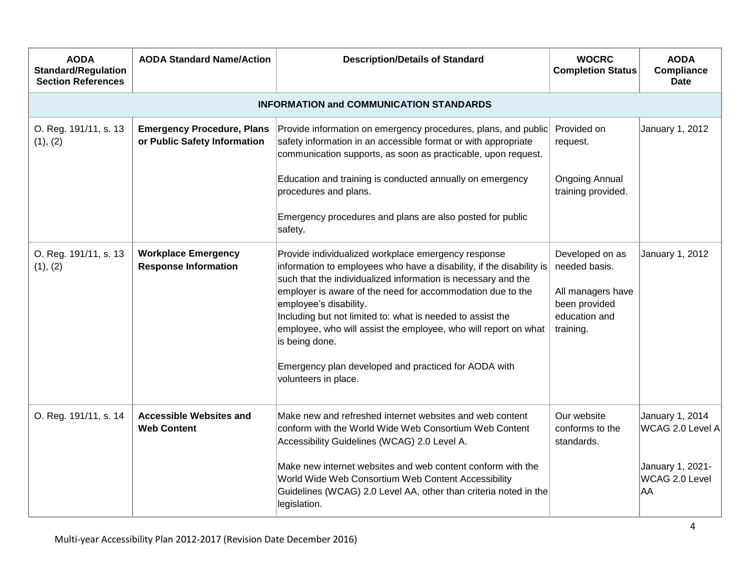| AODA Standard/Regulation Section References | AODA Standard Name/Action | Description/Details of Standard | WOCRC Completion Status | AODA Compliance Date |
|---|---|---|---|---|
| **INFORMATION and COMMUNICATION STANDARDS** | | | | |
| O. Reg. 191/11, s. 13 (1), (2) | **Emergency Procedure, Plans or Public Safety Information** | Provide information on emergency procedures, plans, and public safety information in an accessible format or with appropriate communication supports, as soon as practicable, upon request.<br><br>Education and training is conducted annually on emergency procedures and plans.<br><br>Emergency procedures and plans are also posted for public safety. | Provided on request.<br><br>Ongoing Annual training provided. | January 1, 2012 |
| O. Reg. 191/11, s. 13 (1), (2) | **Workplace Emergency Response Information** | Provide individualized workplace emergency response information to employees who have a disability, if the disability is such that the individualized information is necessary and the employer is aware of the need for accommodation due to the employee's disability.<br>Including but not limited to: what is needed to assist the employee, who will assist the employee, who will report on what is being done.<br><br>Emergency plan developed and practiced for AODA with volunteers in place. | Developed on as needed basis.<br><br>All managers have been provided education and training. | January 1, 2012 |
| O. Reg. 191/11, s. 14 | **Accessible Websites and Web Content** | Make new and refreshed internet websites and web content conform with the World Wide Web Consortium Web Content Accessibility Guidelines (WCAG) 2.0 Level A.<br><br>Make new internet websites and web content conform with the World Wide Web Consortium Web Content Accessibility Guidelines (WCAG) 2.0 Level AA, other than criteria noted in the legislation. | Our website conforms to the standards. | January 1, 2014 WCAG 2.0 Level A<br><br>January 1, 2021- WCAG 2.0 Level AA |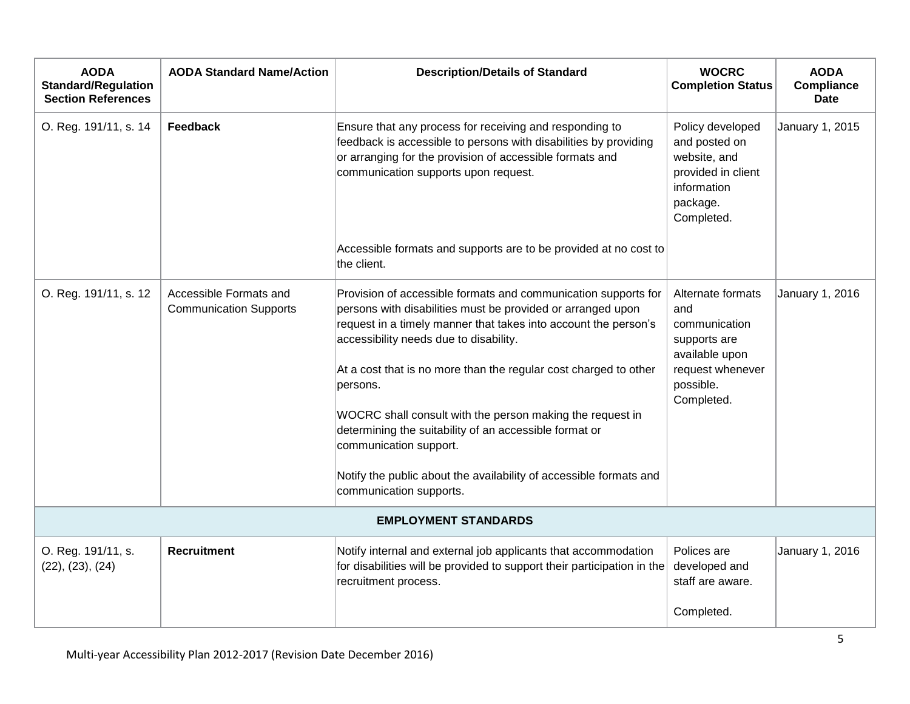| AODA Standard/Regulation Section References | AODA Standard Name/Action | Description/Details of Standard | WOCRC Completion Status | AODA Compliance Date |
|---|---|---|---|---|
| O. Reg. 191/11, s. 14 | **Feedback** | Ensure that any process for receiving and responding to feedback is accessible to persons with disabilities by providing or arranging for the provision of accessible formats and communication supports upon request.<br><br>Accessible formats and supports are to be provided at no cost to the client. | Policy developed and posted on website, and provided in client information package. Completed. | January 1, 2015 |
| O. Reg. 191/11, s. 12 | Accessible Formats and Communication Supports | Provision of accessible formats and communication supports for persons with disabilities must be provided or arranged upon request in a timely manner that takes into account the person's accessibility needs due to disability.<br><br>At a cost that is no more than the regular cost charged to other persons.<br><br>WOCRC shall consult with the person making the request in determining the suitability of an accessible format or communication support.<br><br>Notify the public about the availability of accessible formats and communication supports. | Alternate formats and communication supports are available upon request whenever possible. Completed. | January 1, 2016 |
| **EMPLOYMENT STANDARDS** | | | | |
| O. Reg. 191/11, s. (22), (23), (24) | **Recruitment** | Notify internal and external job applicants that accommodation for disabilities will be provided to support their participation in the recruitment process. | Polices are developed and staff are aware.<br><br>Completed. | January 1, 2016 |

Multi-year Accessibility Plan 2012-2017 (Revision Date December 2016)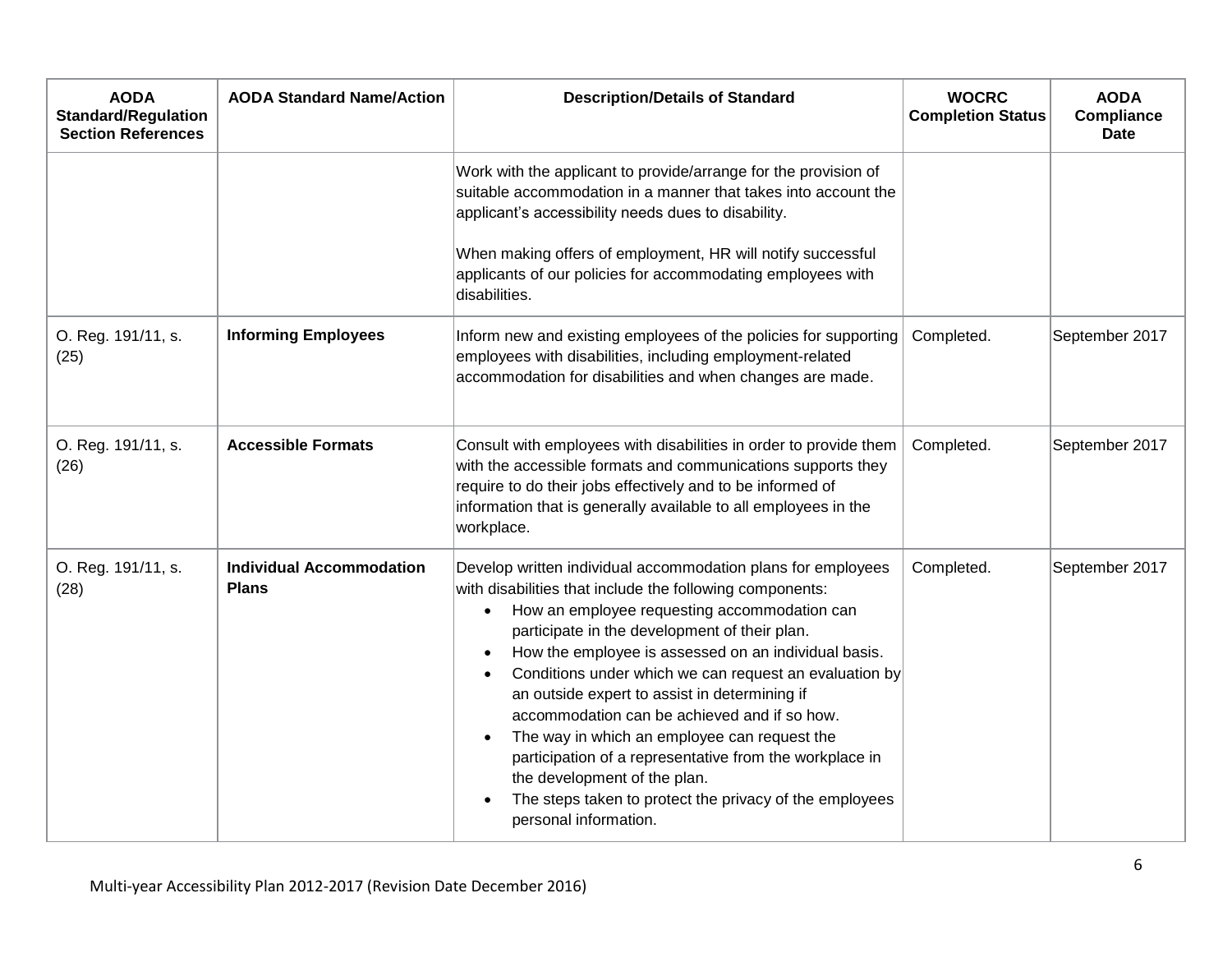| AODA Standard/Regulation Section References | AODA Standard Name/Action | Description/Details of Standard | WOCRC Completion Status | AODA Compliance Date |
|---|---|---|---|---|
| | | Work with the applicant to provide/arrange for the provision of suitable accommodation in a manner that takes into account the applicant's accessibility needs dues to disability.<br><br>When making offers of employment, HR will notify successful applicants of our policies for accommodating employees with disabilities. | | |
| O. Reg. 191/11, s. (25) | **Informing Employees** | Inform new and existing employees of the policies for supporting employees with disabilities, including employment-related accommodation for disabilities and when changes are made. | Completed. | September 2017 |
| O. Reg. 191/11, s. (26) | **Accessible Formats** | Consult with employees with disabilities in order to provide them with the accessible formats and communications supports they require to do their jobs effectively and to be informed of information that is generally available to all employees in the workplace. | Completed. | September 2017 |
| O. Reg. 191/11, s. (28) | **Individual Accommodation Plans** | Develop written individual accommodation plans for employees with disabilities that include the following components:<br>• How an employee requesting accommodation can participate in the development of their plan.<br>• How the employee is assessed on an individual basis.<br>• Conditions under which we can request an evaluation by an outside expert to assist in determining if accommodation can be achieved and if so how.<br>• The way in which an employee can request the participation of a representative from the workplace in the development of the plan.<br>• The steps taken to protect the privacy of the employees personal information. | Completed. | September 2017 |

Multi-year Accessibility Plan 2012-2017 (Revision Date December 2016)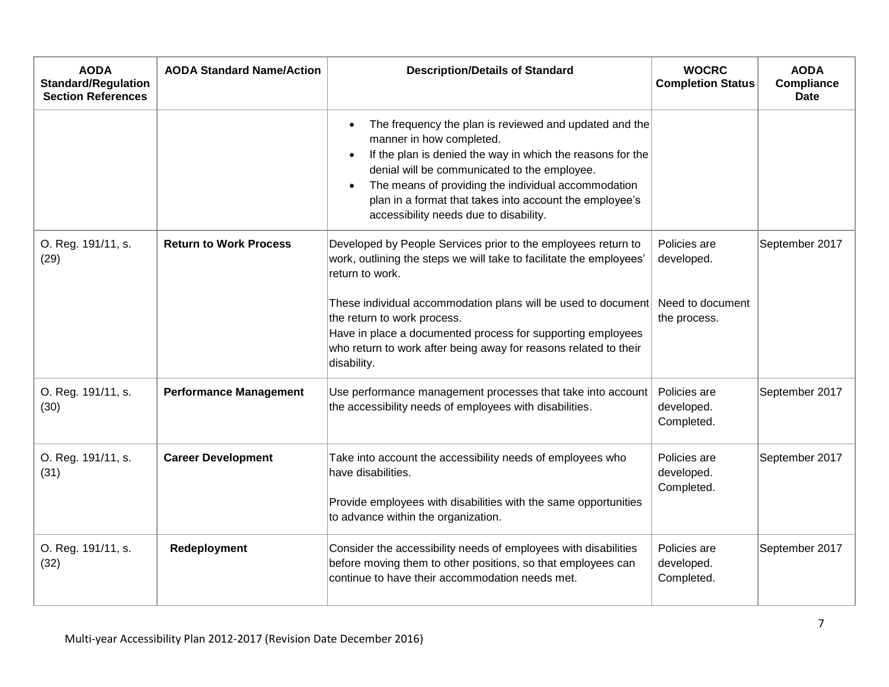| AODA Standard/Regulation Section References | AODA Standard Name/Action | Description/Details of Standard | WOCRC Completion Status | AODA Compliance Date |
|---|---|---|---|---|
| | | • The frequency the plan is reviewed and updated and the manner in how completed.<br>• If the plan is denied the way in which the reasons for the denial will be communicated to the employee.<br>• The means of providing the individual accommodation plan in a format that takes into account the employee's accessibility needs due to disability. | | |
| O. Reg. 191/11, s. (29) | **Return to Work Process** | Developed by People Services prior to the employees return to work, outlining the steps we will take to facilitate the employees' return to work.<br><br>These individual accommodation plans will be used to document the return to work process.<br>Have in place a documented process for supporting employees who return to work after being away for reasons related to their disability. | Policies are developed.<br><br>Need to document the process. | September 2017 |
| O. Reg. 191/11, s. (30) | **Performance Management** | Use performance management processes that take into account the accessibility needs of employees with disabilities. | Policies are developed. Completed. | September 2017 |
| O. Reg. 191/11, s. (31) | **Career Development** | Take into account the accessibility needs of employees who have disabilities.<br><br>Provide employees with disabilities with the same opportunities to advance within the organization. | Policies are developed. Completed. | September 2017 |
| O. Reg. 191/11, s. (32) | **Redeployment** | Consider the accessibility needs of employees with disabilities before moving them to other positions, so that employees can continue to have their accommodation needs met. | Policies are developed. Completed. | September 2017 |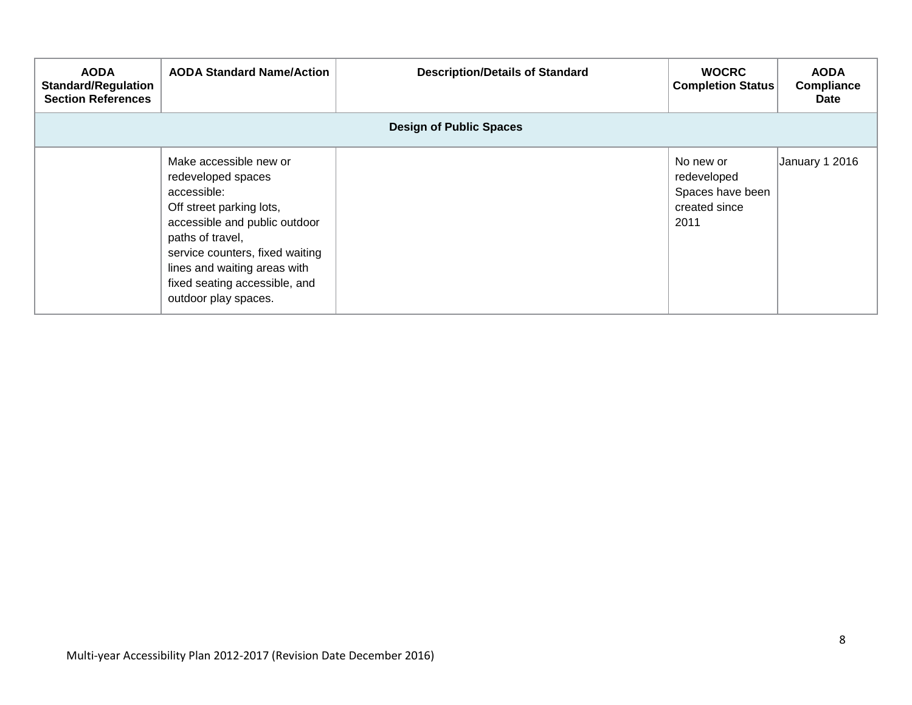| AODA Standard/Regulation Section References | AODA Standard Name/Action | Description/Details of Standard | WOCRC Completion Status | AODA Compliance Date |
|---|---|---|---|---|
| **Design of Public Spaces** | | | | |
| | Make accessible new or redeveloped spaces accessible:<br>Off street parking lots, accessible and public outdoor paths of travel,<br>service counters, fixed waiting lines and waiting areas with fixed seating accessible, and outdoor play spaces. | | No new or redeveloped Spaces have been created since 2011 | January 1 2016 |